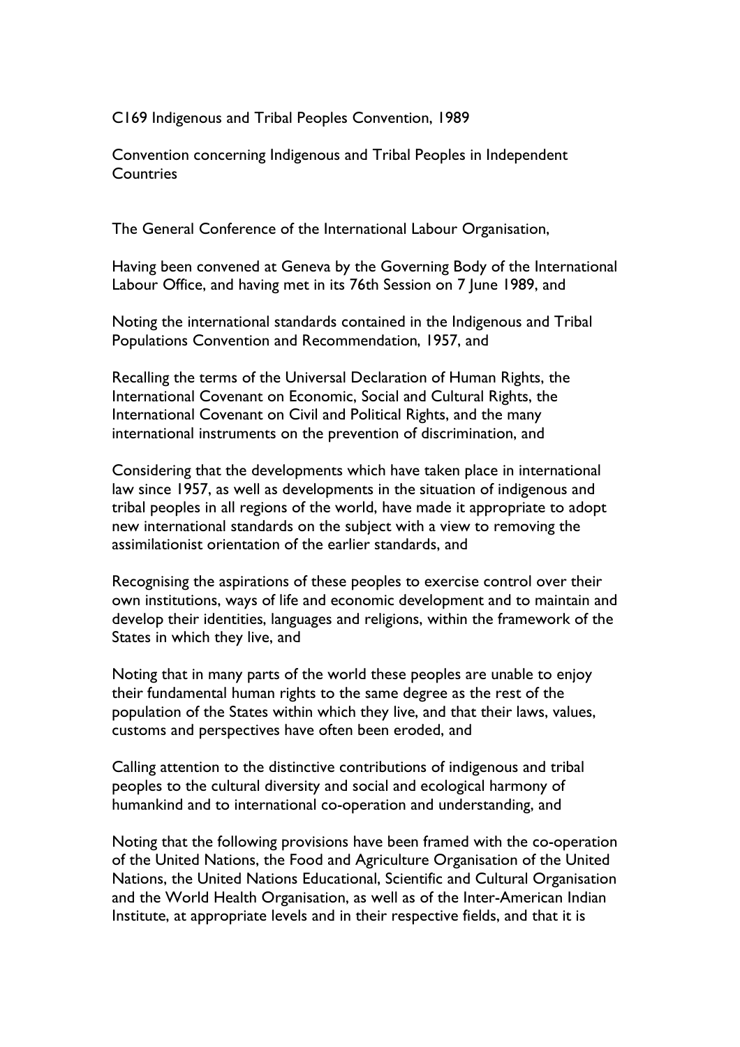# C169 Indigenous and Tribal Peoples Convention, 1989

## Convention concerning Indigenous and Tribal Peoples in Independent Countries

The General Conference of the International Labour Organisation,

Having been convened at Geneva by the Governing Body of the International Labour Office, and having met in its 76th Session on 7 June 1989, and

Noting the international standards contained in the Indigenous and Tribal Populations Convention and Recommendation, 1957, and

Recalling the terms of the Universal Declaration of Human Rights, the International Covenant on Economic, Social and Cultural Rights, the International Covenant on Civil and Political Rights, and the many international instruments on the prevention of discrimination, and

Considering that the developments which have taken place in international law since 1957, as well as developments in the situation of indigenous and tribal peoples in all regions of the world, have made it appropriate to adopt new international standards on the subject with a view to removing the assimilationist orientation of the earlier standards, and

Recognising the aspirations of these peoples to exercise control over their own institutions, ways of life and economic development and to maintain and develop their identities, languages and religions, within the framework of the States in which they live, and

Noting that in many parts of the world these peoples are unable to enjoy their fundamental human rights to the same degree as the rest of the population of the States within which they live, and that their laws, values, customs and perspectives have often been eroded, and

Calling attention to the distinctive contributions of indigenous and tribal peoples to the cultural diversity and social and ecological harmony of humankind and to international co-operation and understanding, and

Noting that the following provisions have been framed with the co-operation of the United Nations, the Food and Agriculture Organisation of the United Nations, the United Nations Educational, Scientific and Cultural Organisation and the World Health Organisation, as well as of the Inter-American Indian Institute, at appropriate levels and in their respective fields, and that it is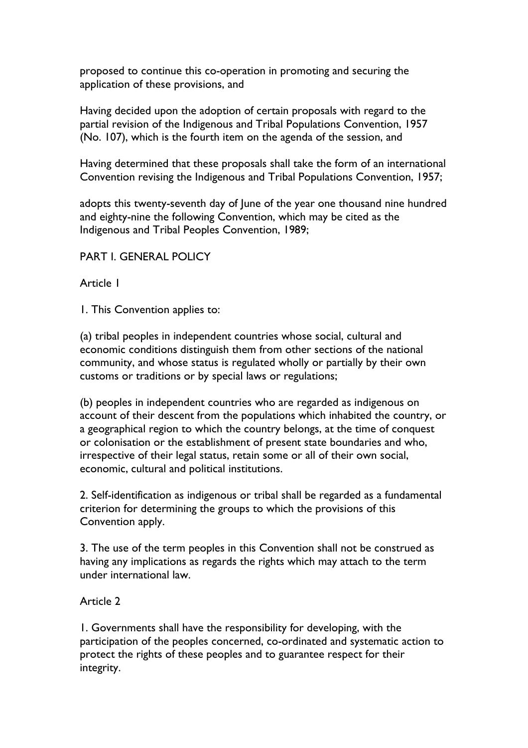proposed to continue this co-operation in promoting and securing the application of these provisions, and

Having decided upon the adoption of certain proposals with regard to the partial revision of the Indigenous and Tribal Populations Convention, 1957 (No. 107), which is the fourth item on the agenda of the session, and

Having determined that these proposals shall take the form of an international Convention revising the Indigenous and Tribal Populations Convention, 1957;

adopts this twenty-seventh day of June of the year one thousand nine hundred and eighty-nine the following Convention, which may be cited as the Indigenous and Tribal Peoples Convention, 1989;

## PART I. GENERAL POLICY

### Article 1

1. This Convention applies to:

(a) tribal peoples in independent countries whose social, cultural and economic conditions distinguish them from other sections of the national community, and whose status is regulated wholly or partially by their own customs or traditions or by special laws or regulations;

(b) peoples in independent countries who are regarded as indigenous on account of their descent from the populations which inhabited the country, or a geographical region to which the country belongs, at the time of conquest or colonisation or the establishment of present state boundaries and who, irrespective of their legal status, retain some or all of their own social, economic, cultural and political institutions.

2. Self-identification as indigenous or tribal shall be regarded as a fundamental criterion for determining the groups to which the provisions of this Convention apply.

3. The use of the term peoples in this Convention shall not be construed as having any implications as regards the rights which may attach to the term under international law.

### Article 2

1. Governments shall have the responsibility for developing, with the participation of the peoples concerned, co-ordinated and systematic action to protect the rights of these peoples and to guarantee respect for their integrity.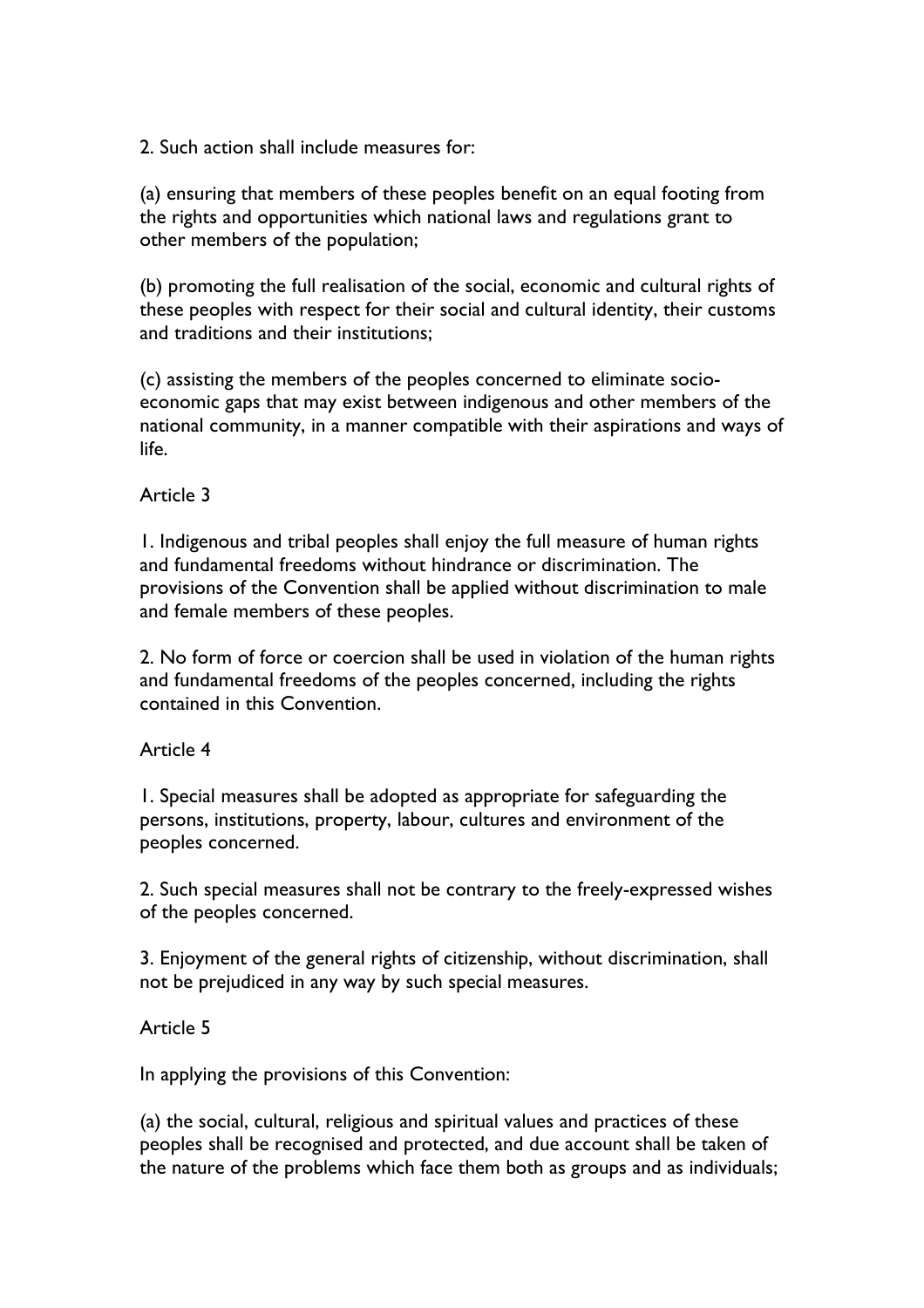2. Such action shall include measures for:

(a) ensuring that members of these peoples benefit on an equal footing from the rights and opportunities which national laws and regulations grant to other members of the population;

(b) promoting the full realisation of the social, economic and cultural rights of these peoples with respect for their social and cultural identity, their customs and traditions and their institutions;

(c) assisting the members of the peoples concerned to eliminate socio-economic gaps that may exist between indigenous and other members of the national community, in a manner compatible with their aspirations and ways of life.

Article 3

1. Indigenous and tribal peoples shall enjoy the full measure of human rights and fundamental freedoms without hindrance or discrimination. The provisions of the Convention shall be applied without discrimination to male and female members of these peoples.

2. No form of force or coercion shall be used in violation of the human rights and fundamental freedoms of the peoples concerned, including the rights contained in this Convention.

Article 4

1. Special measures shall be adopted as appropriate for safeguarding the persons, institutions, property, labour, cultures and environment of the peoples concerned.

2. Such special measures shall not be contrary to the freely-expressed wishes of the peoples concerned.

3. Enjoyment of the general rights of citizenship, without discrimination, shall not be prejudiced in any way by such special measures.

Article 5

In applying the provisions of this Convention:

(a) the social, cultural, religious and spiritual values and practices of these peoples shall be recognised and protected, and due account shall be taken of the nature of the problems which face them both as groups and as individuals;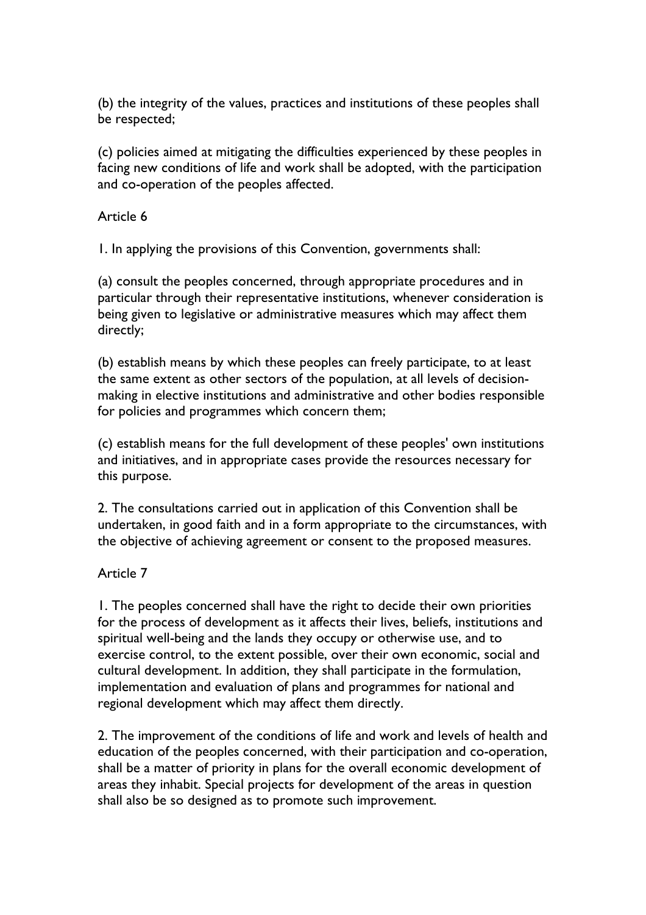(b) the integrity of the values, practices and institutions of these peoples shall be respected;

(c) policies aimed at mitigating the difficulties experienced by these peoples in facing new conditions of life and work shall be adopted, with the participation and co-operation of the peoples affected.

Article 6

1. In applying the provisions of this Convention, governments shall:

(a) consult the peoples concerned, through appropriate procedures and in particular through their representative institutions, whenever consideration is being given to legislative or administrative measures which may affect them directly;

(b) establish means by which these peoples can freely participate, to at least the same extent as other sectors of the population, at all levels of decision-making in elective institutions and administrative and other bodies responsible for policies and programmes which concern them;

(c) establish means for the full development of these peoples' own institutions and initiatives, and in appropriate cases provide the resources necessary for this purpose.

2. The consultations carried out in application of this Convention shall be undertaken, in good faith and in a form appropriate to the circumstances, with the objective of achieving agreement or consent to the proposed measures.

Article 7

1. The peoples concerned shall have the right to decide their own priorities for the process of development as it affects their lives, beliefs, institutions and spiritual well-being and the lands they occupy or otherwise use, and to exercise control, to the extent possible, over their own economic, social and cultural development. In addition, they shall participate in the formulation, implementation and evaluation of plans and programmes for national and regional development which may affect them directly.

2. The improvement of the conditions of life and work and levels of health and education of the peoples concerned, with their participation and co-operation, shall be a matter of priority in plans for the overall economic development of areas they inhabit. Special projects for development of the areas in question shall also be so designed as to promote such improvement.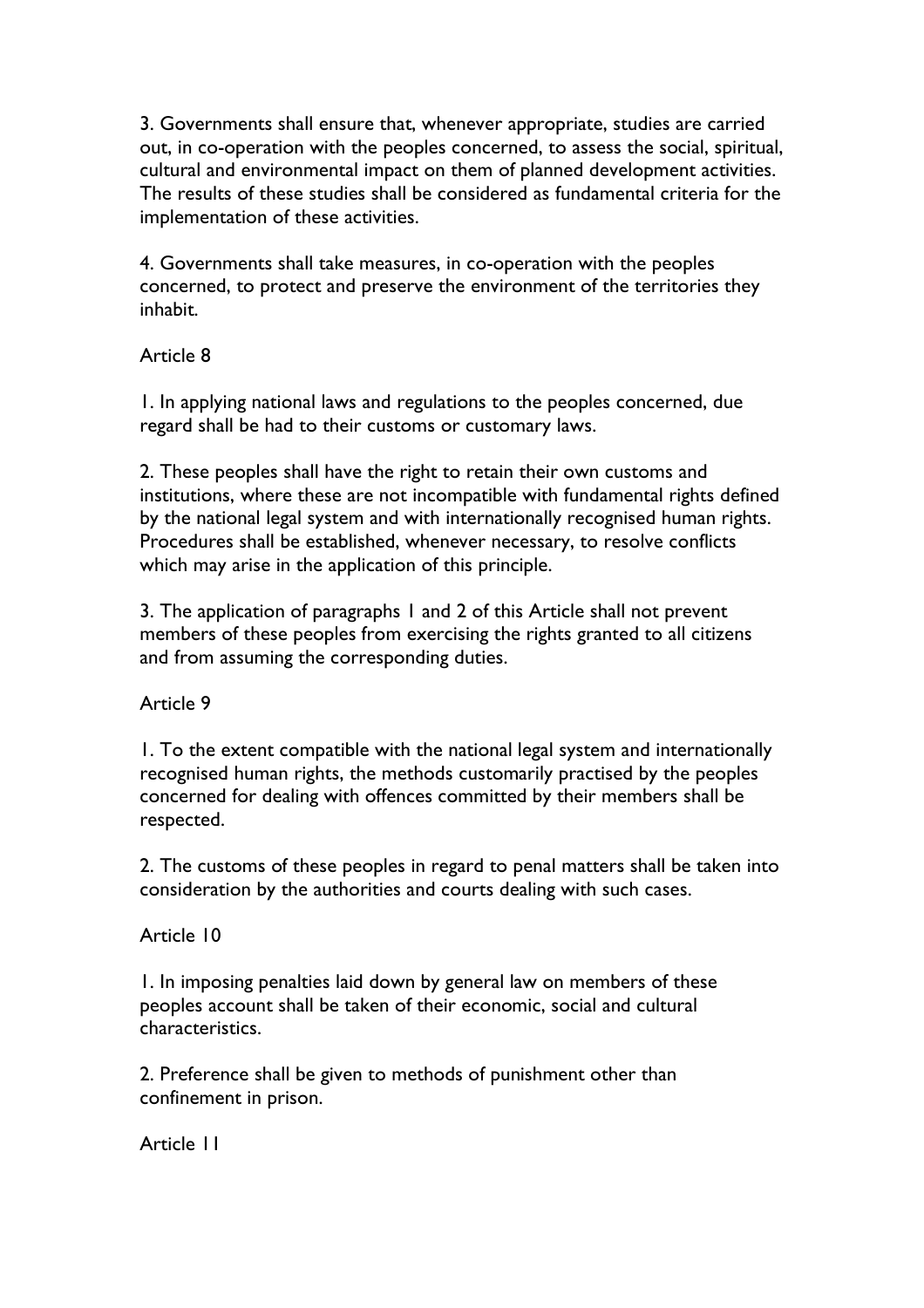3. Governments shall ensure that, whenever appropriate, studies are carried out, in co-operation with the peoples concerned, to assess the social, spiritual, cultural and environmental impact on them of planned development activities. The results of these studies shall be considered as fundamental criteria for the implementation of these activities.

4. Governments shall take measures, in co-operation with the peoples concerned, to protect and preserve the environment of the territories they inhabit.

Article 8

1. In applying national laws and regulations to the peoples concerned, due regard shall be had to their customs or customary laws.

2. These peoples shall have the right to retain their own customs and institutions, where these are not incompatible with fundamental rights defined by the national legal system and with internationally recognised human rights. Procedures shall be established, whenever necessary, to resolve conflicts which may arise in the application of this principle.

3. The application of paragraphs 1 and 2 of this Article shall not prevent members of these peoples from exercising the rights granted to all citizens and from assuming the corresponding duties.

Article 9

1. To the extent compatible with the national legal system and internationally recognised human rights, the methods customarily practised by the peoples concerned for dealing with offences committed by their members shall be respected.

2. The customs of these peoples in regard to penal matters shall be taken into consideration by the authorities and courts dealing with such cases.

Article 10

1. In imposing penalties laid down by general law on members of these peoples account shall be taken of their economic, social and cultural characteristics.

2. Preference shall be given to methods of punishment other than confinement in prison.

Article 11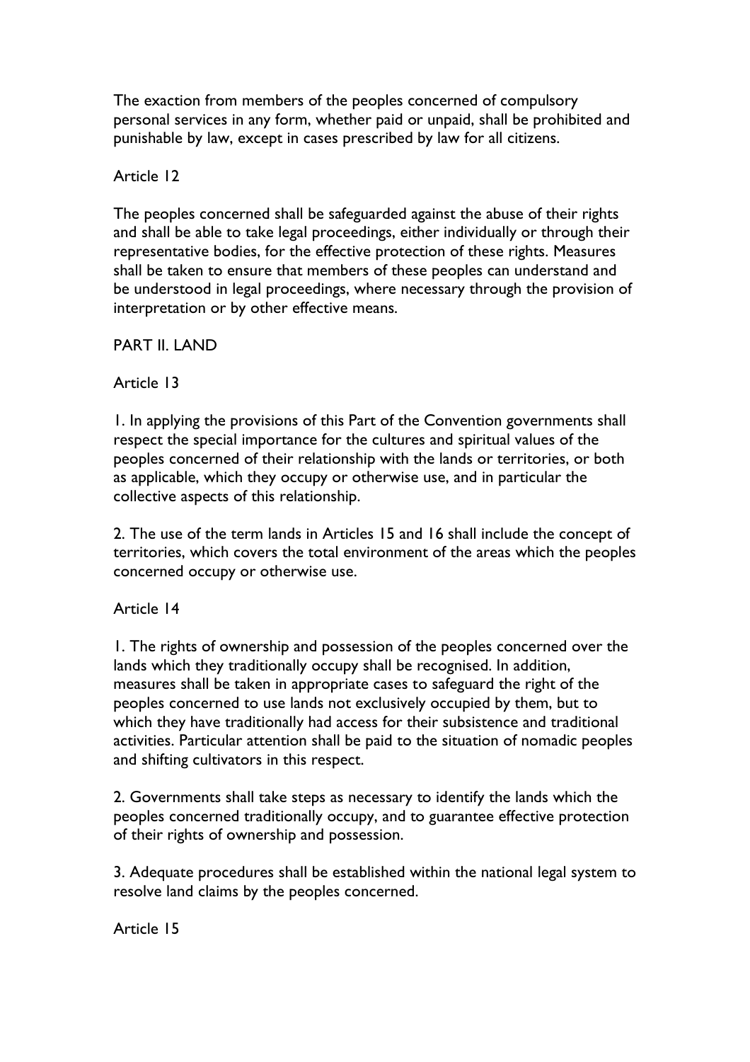The exaction from members of the peoples concerned of compulsory personal services in any form, whether paid or unpaid, shall be prohibited and punishable by law, except in cases prescribed by law for all citizens.

Article 12

The peoples concerned shall be safeguarded against the abuse of their rights and shall be able to take legal proceedings, either individually or through their representative bodies, for the effective protection of these rights. Measures shall be taken to ensure that members of these peoples can understand and be understood in legal proceedings, where necessary through the provision of interpretation or by other effective means.

PART II. LAND

Article 13

1. In applying the provisions of this Part of the Convention governments shall respect the special importance for the cultures and spiritual values of the peoples concerned of their relationship with the lands or territories, or both as applicable, which they occupy or otherwise use, and in particular the collective aspects of this relationship.

2. The use of the term lands in Articles 15 and 16 shall include the concept of territories, which covers the total environment of the areas which the peoples concerned occupy or otherwise use.

Article 14

1. The rights of ownership and possession of the peoples concerned over the lands which they traditionally occupy shall be recognised. In addition, measures shall be taken in appropriate cases to safeguard the right of the peoples concerned to use lands not exclusively occupied by them, but to which they have traditionally had access for their subsistence and traditional activities. Particular attention shall be paid to the situation of nomadic peoples and shifting cultivators in this respect.

2. Governments shall take steps as necessary to identify the lands which the peoples concerned traditionally occupy, and to guarantee effective protection of their rights of ownership and possession.

3. Adequate procedures shall be established within the national legal system to resolve land claims by the peoples concerned.

Article 15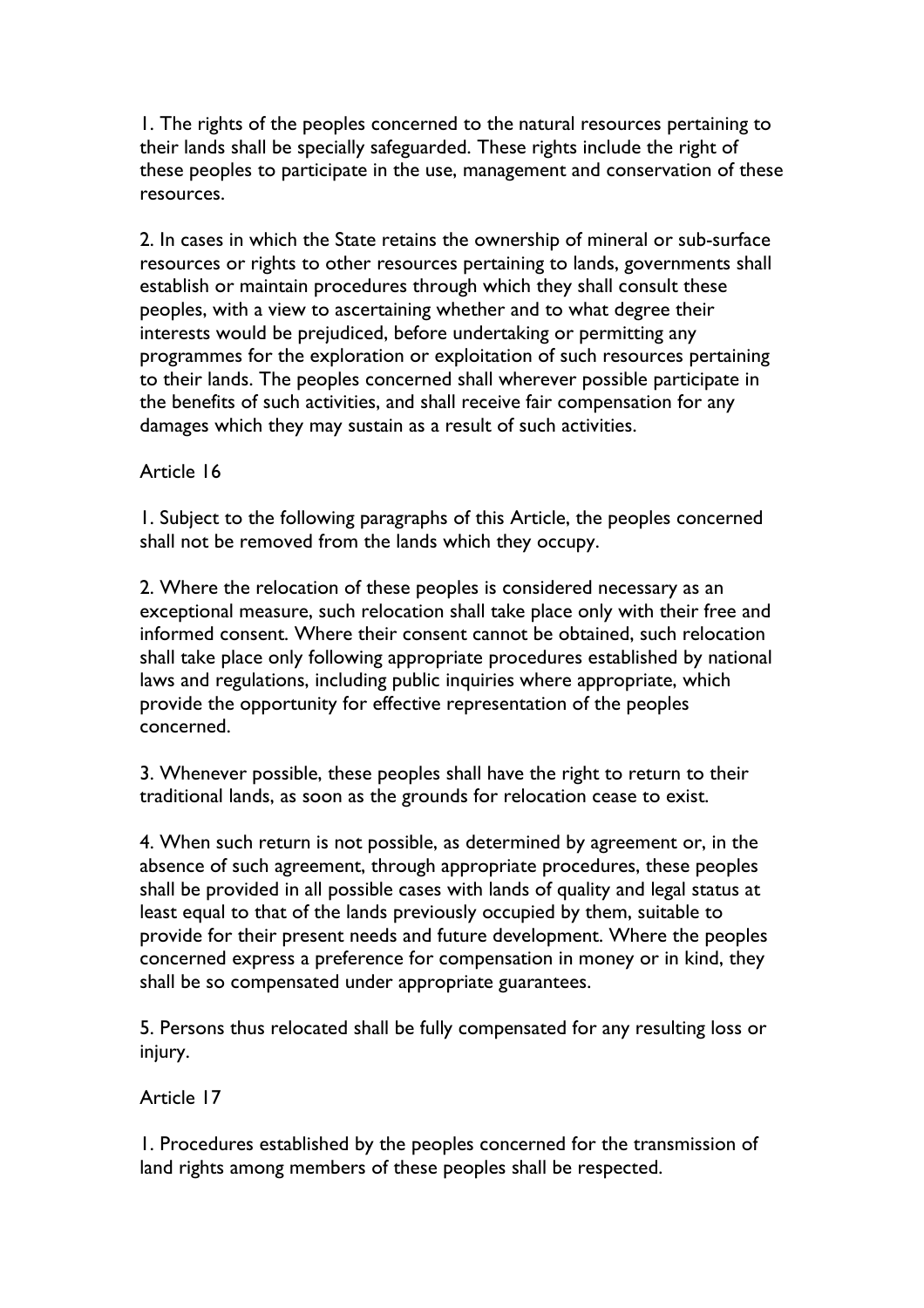1. The rights of the peoples concerned to the natural resources pertaining to their lands shall be specially safeguarded. These rights include the right of these peoples to participate in the use, management and conservation of these resources.

2. In cases in which the State retains the ownership of mineral or sub-surface resources or rights to other resources pertaining to lands, governments shall establish or maintain procedures through which they shall consult these peoples, with a view to ascertaining whether and to what degree their interests would be prejudiced, before undertaking or permitting any programmes for the exploration or exploitation of such resources pertaining to their lands. The peoples concerned shall wherever possible participate in the benefits of such activities, and shall receive fair compensation for any damages which they may sustain as a result of such activities.

Article 16

1. Subject to the following paragraphs of this Article, the peoples concerned shall not be removed from the lands which they occupy.

2. Where the relocation of these peoples is considered necessary as an exceptional measure, such relocation shall take place only with their free and informed consent. Where their consent cannot be obtained, such relocation shall take place only following appropriate procedures established by national laws and regulations, including public inquiries where appropriate, which provide the opportunity for effective representation of the peoples concerned.

3. Whenever possible, these peoples shall have the right to return to their traditional lands, as soon as the grounds for relocation cease to exist.

4. When such return is not possible, as determined by agreement or, in the absence of such agreement, through appropriate procedures, these peoples shall be provided in all possible cases with lands of quality and legal status at least equal to that of the lands previously occupied by them, suitable to provide for their present needs and future development. Where the peoples concerned express a preference for compensation in money or in kind, they shall be so compensated under appropriate guarantees.

5. Persons thus relocated shall be fully compensated for any resulting loss or injury.

Article 17

1. Procedures established by the peoples concerned for the transmission of land rights among members of these peoples shall be respected.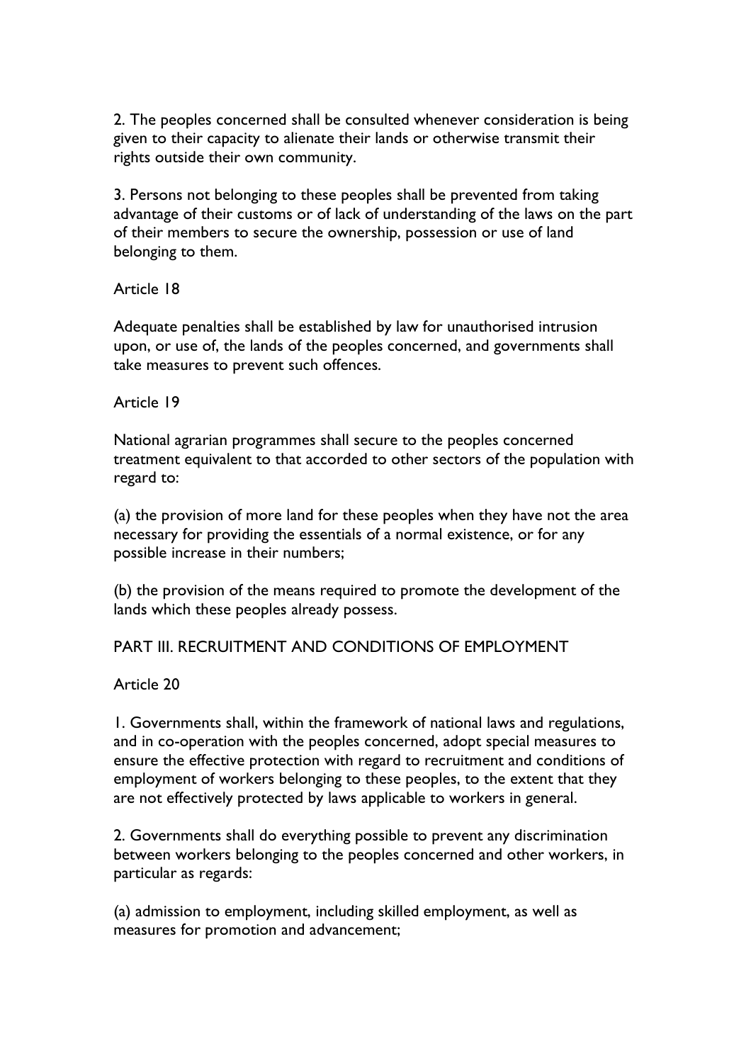2. The peoples concerned shall be consulted whenever consideration is being given to their capacity to alienate their lands or otherwise transmit their rights outside their own community.

3. Persons not belonging to these peoples shall be prevented from taking advantage of their customs or of lack of understanding of the laws on the part of their members to secure the ownership, possession or use of land belonging to them.

Article 18

Adequate penalties shall be established by law for unauthorised intrusion upon, or use of, the lands of the peoples concerned, and governments shall take measures to prevent such offences.

Article 19

National agrarian programmes shall secure to the peoples concerned treatment equivalent to that accorded to other sectors of the population with regard to:

(a) the provision of more land for these peoples when they have not the area necessary for providing the essentials of a normal existence, or for any possible increase in their numbers;

(b) the provision of the means required to promote the development of the lands which these peoples already possess.

## PART III. RECRUITMENT AND CONDITIONS OF EMPLOYMENT

Article 20

1. Governments shall, within the framework of national laws and regulations, and in co-operation with the peoples concerned, adopt special measures to ensure the effective protection with regard to recruitment and conditions of employment of workers belonging to these peoples, to the extent that they are not effectively protected by laws applicable to workers in general.

2. Governments shall do everything possible to prevent any discrimination between workers belonging to the peoples concerned and other workers, in particular as regards:

(a) admission to employment, including skilled employment, as well as measures for promotion and advancement;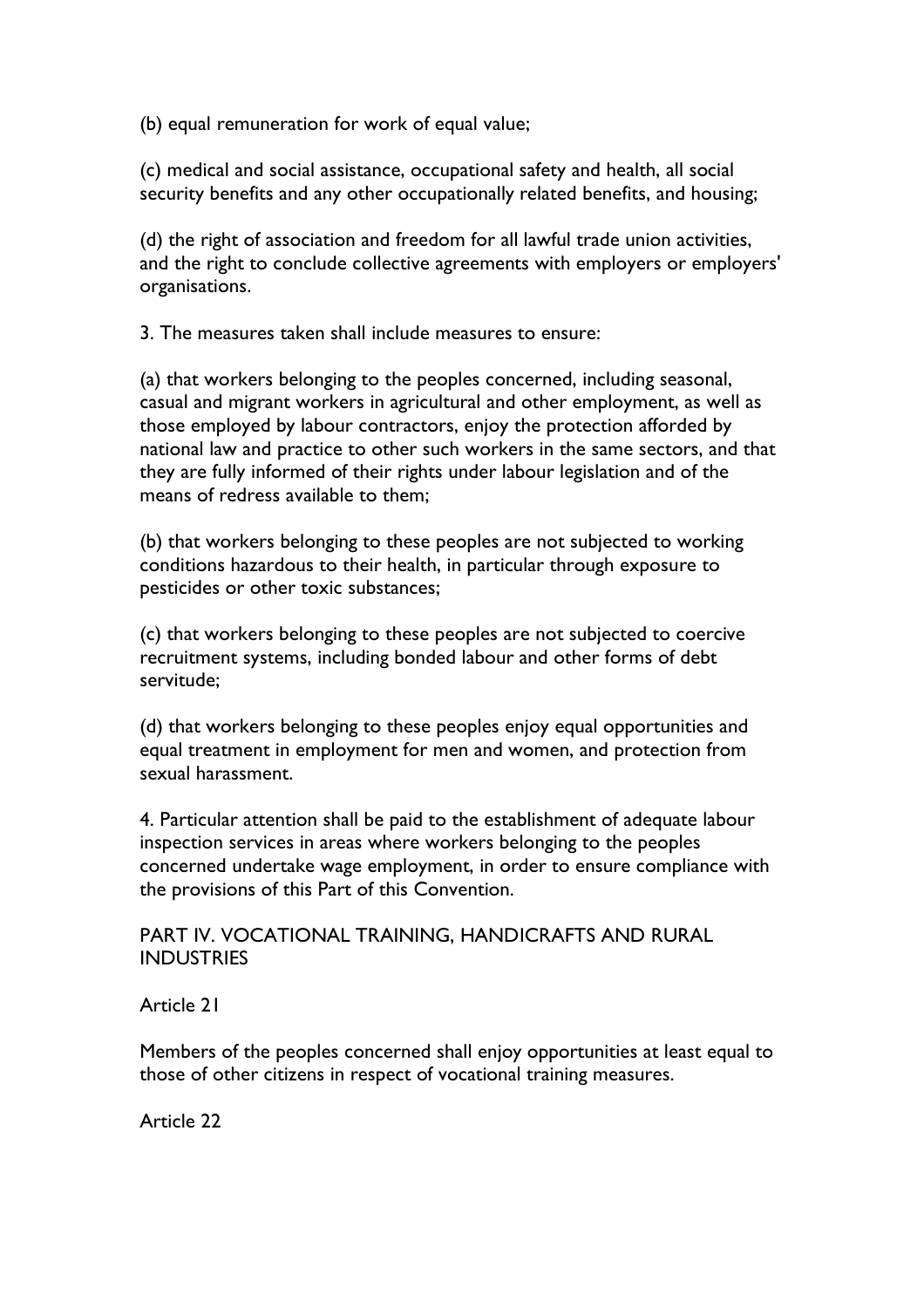(b) equal remuneration for work of equal value;

(c) medical and social assistance, occupational safety and health, all social security benefits and any other occupationally related benefits, and housing;

(d) the right of association and freedom for all lawful trade union activities, and the right to conclude collective agreements with employers or employers' organisations.

3. The measures taken shall include measures to ensure:

(a) that workers belonging to the peoples concerned, including seasonal, casual and migrant workers in agricultural and other employment, as well as those employed by labour contractors, enjoy the protection afforded by national law and practice to other such workers in the same sectors, and that they are fully informed of their rights under labour legislation and of the means of redress available to them;

(b) that workers belonging to these peoples are not subjected to working conditions hazardous to their health, in particular through exposure to pesticides or other toxic substances;

(c) that workers belonging to these peoples are not subjected to coercive recruitment systems, including bonded labour and other forms of debt servitude;

(d) that workers belonging to these peoples enjoy equal opportunities and equal treatment in employment for men and women, and protection from sexual harassment.

4. Particular attention shall be paid to the establishment of adequate labour inspection services in areas where workers belonging to the peoples concerned undertake wage employment, in order to ensure compliance with the provisions of this Part of this Convention.

## PART IV. VOCATIONAL TRAINING, HANDICRAFTS AND RURAL INDUSTRIES

### Article 21

Members of the peoples concerned shall enjoy opportunities at least equal to those of other citizens in respect of vocational training measures.

### Article 22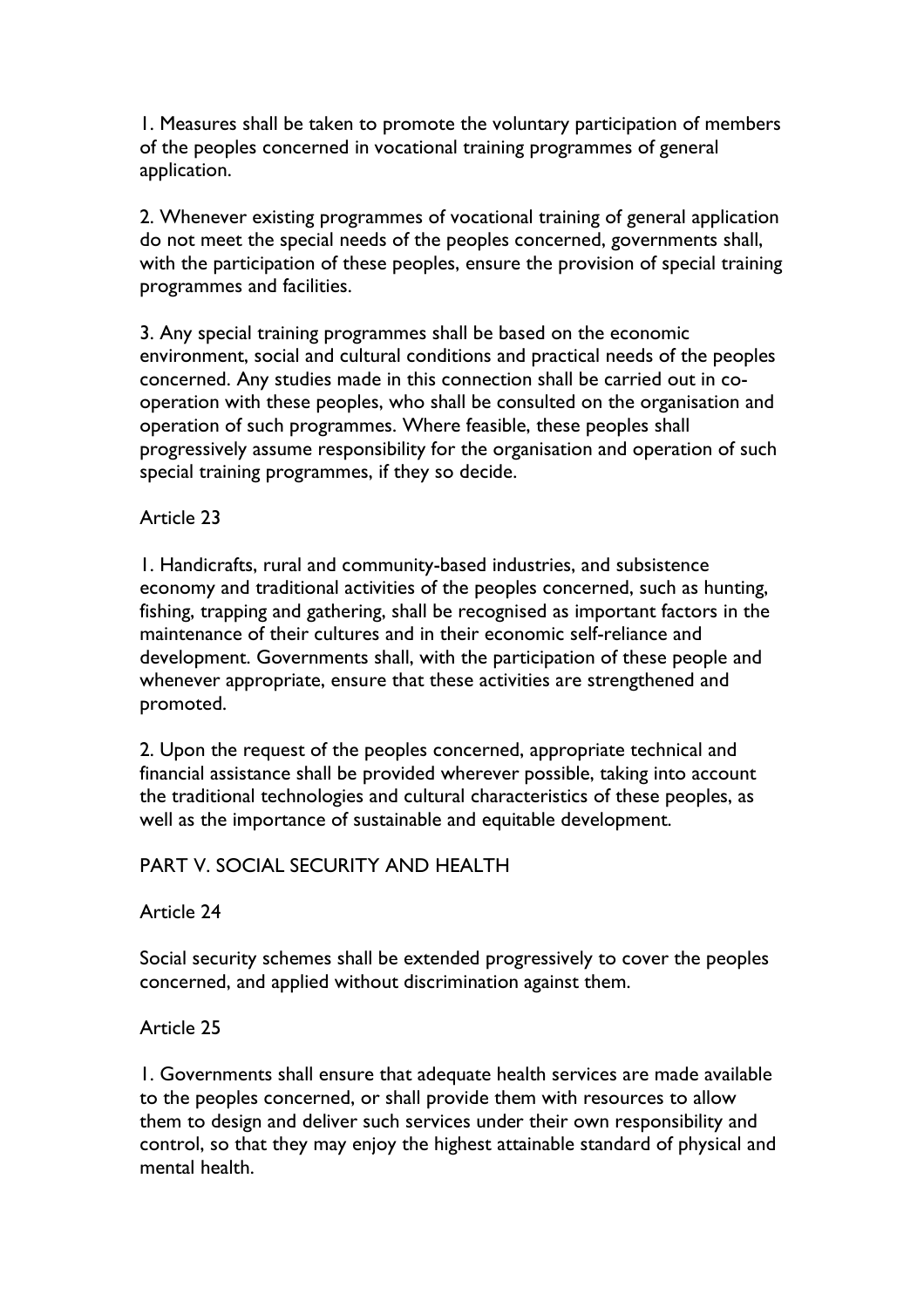1. Measures shall be taken to promote the voluntary participation of members of the peoples concerned in vocational training programmes of general application.

2. Whenever existing programmes of vocational training of general application do not meet the special needs of the peoples concerned, governments shall, with the participation of these peoples, ensure the provision of special training programmes and facilities.

3. Any special training programmes shall be based on the economic environment, social and cultural conditions and practical needs of the peoples concerned. Any studies made in this connection shall be carried out in co-operation with these peoples, who shall be consulted on the organisation and operation of such programmes. Where feasible, these peoples shall progressively assume responsibility for the organisation and operation of such special training programmes, if they so decide.

Article 23

1. Handicrafts, rural and community-based industries, and subsistence economy and traditional activities of the peoples concerned, such as hunting, fishing, trapping and gathering, shall be recognised as important factors in the maintenance of their cultures and in their economic self-reliance and development. Governments shall, with the participation of these people and whenever appropriate, ensure that these activities are strengthened and promoted.

2. Upon the request of the peoples concerned, appropriate technical and financial assistance shall be provided wherever possible, taking into account the traditional technologies and cultural characteristics of these peoples, as well as the importance of sustainable and equitable development.

## PART V. SOCIAL SECURITY AND HEALTH

Article 24

Social security schemes shall be extended progressively to cover the peoples concerned, and applied without discrimination against them.

Article 25

1. Governments shall ensure that adequate health services are made available to the peoples concerned, or shall provide them with resources to allow them to design and deliver such services under their own responsibility and control, so that they may enjoy the highest attainable standard of physical and mental health.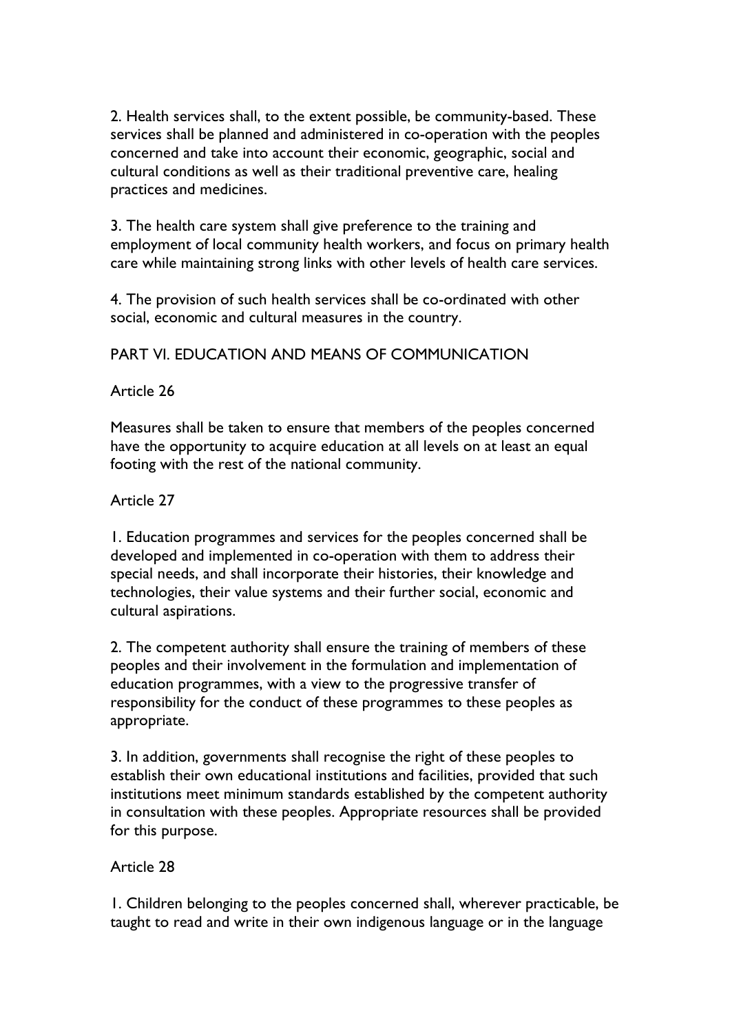2. Health services shall, to the extent possible, be community-based. These services shall be planned and administered in co-operation with the peoples concerned and take into account their economic, geographic, social and cultural conditions as well as their traditional preventive care, healing practices and medicines.

3. The health care system shall give preference to the training and employment of local community health workers, and focus on primary health care while maintaining strong links with other levels of health care services.

4. The provision of such health services shall be co-ordinated with other social, economic and cultural measures in the country.

## PART VI. EDUCATION AND MEANS OF COMMUNICATION

### Article 26

Measures shall be taken to ensure that members of the peoples concerned have the opportunity to acquire education at all levels on at least an equal footing with the rest of the national community.

### Article 27

1. Education programmes and services for the peoples concerned shall be developed and implemented in co-operation with them to address their special needs, and shall incorporate their histories, their knowledge and technologies, their value systems and their further social, economic and cultural aspirations.

2. The competent authority shall ensure the training of members of these peoples and their involvement in the formulation and implementation of education programmes, with a view to the progressive transfer of responsibility for the conduct of these programmes to these peoples as appropriate.

3. In addition, governments shall recognise the right of these peoples to establish their own educational institutions and facilities, provided that such institutions meet minimum standards established by the competent authority in consultation with these peoples. Appropriate resources shall be provided for this purpose.

### Article 28

1. Children belonging to the peoples concerned shall, wherever practicable, be taught to read and write in their own indigenous language or in the language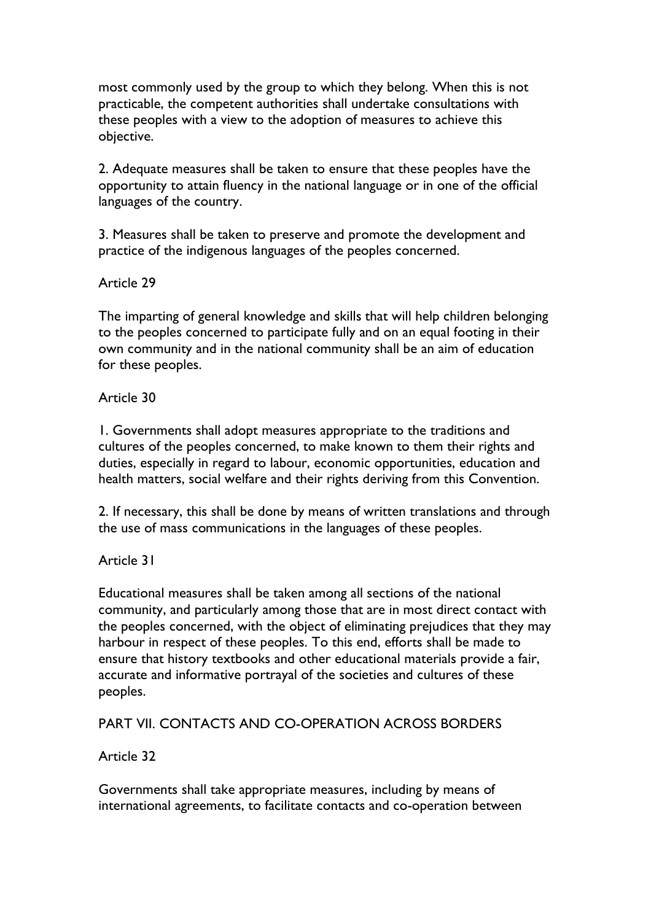most commonly used by the group to which they belong. When this is not practicable, the competent authorities shall undertake consultations with these peoples with a view to the adoption of measures to achieve this objective.

2. Adequate measures shall be taken to ensure that these peoples have the opportunity to attain fluency in the national language or in one of the official languages of the country.

3. Measures shall be taken to preserve and promote the development and practice of the indigenous languages of the peoples concerned.

Article 29

The imparting of general knowledge and skills that will help children belonging to the peoples concerned to participate fully and on an equal footing in their own community and in the national community shall be an aim of education for these peoples.

Article 30

1. Governments shall adopt measures appropriate to the traditions and cultures of the peoples concerned, to make known to them their rights and duties, especially in regard to labour, economic opportunities, education and health matters, social welfare and their rights deriving from this Convention.

2. If necessary, this shall be done by means of written translations and through the use of mass communications in the languages of these peoples.

Article 31

Educational measures shall be taken among all sections of the national community, and particularly among those that are in most direct contact with the peoples concerned, with the object of eliminating prejudices that they may harbour in respect of these peoples. To this end, efforts shall be made to ensure that history textbooks and other educational materials provide a fair, accurate and informative portrayal of the societies and cultures of these peoples.

## PART VII. CONTACTS AND CO-OPERATION ACROSS BORDERS

Article 32

Governments shall take appropriate measures, including by means of international agreements, to facilitate contacts and co-operation between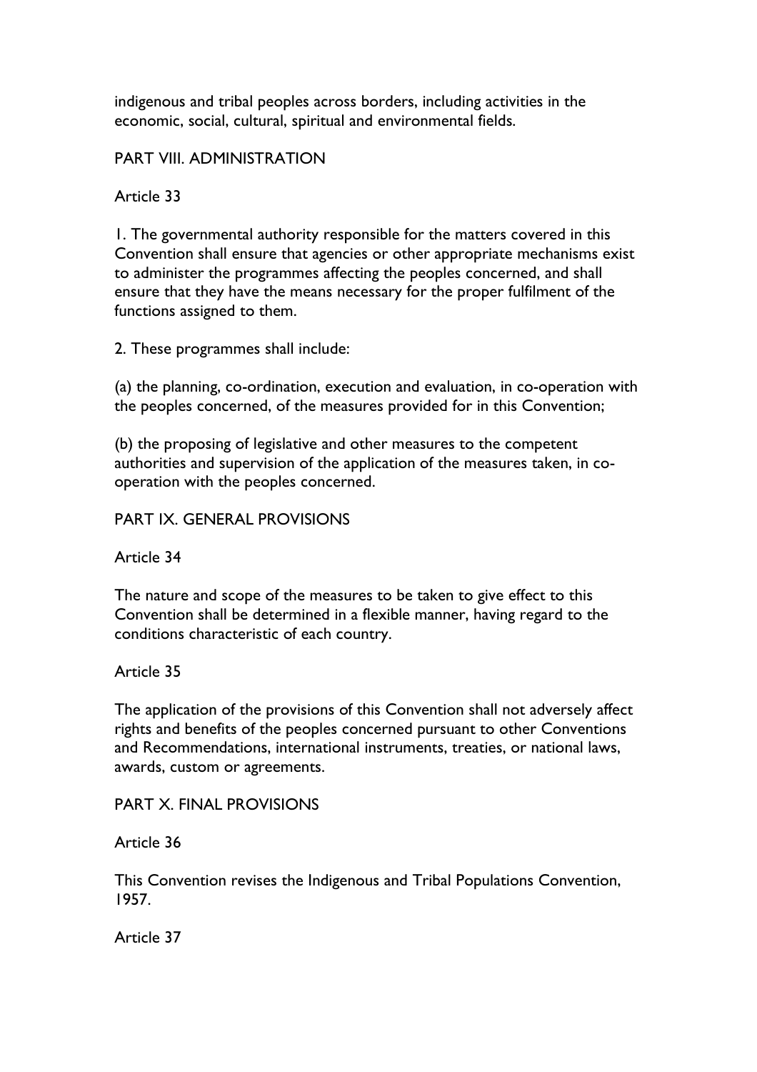indigenous and tribal peoples across borders, including activities in the economic, social, cultural, spiritual and environmental fields.

## PART VIII. ADMINISTRATION

### Article 33

1. The governmental authority responsible for the matters covered in this Convention shall ensure that agencies or other appropriate mechanisms exist to administer the programmes affecting the peoples concerned, and shall ensure that they have the means necessary for the proper fulfilment of the functions assigned to them.

2. These programmes shall include:

(a) the planning, co-ordination, execution and evaluation, in co-operation with the peoples concerned, of the measures provided for in this Convention;

(b) the proposing of legislative and other measures to the competent authorities and supervision of the application of the measures taken, in co-operation with the peoples concerned.

## PART IX. GENERAL PROVISIONS

### Article 34

The nature and scope of the measures to be taken to give effect to this Convention shall be determined in a flexible manner, having regard to the conditions characteristic of each country.

### Article 35

The application of the provisions of this Convention shall not adversely affect rights and benefits of the peoples concerned pursuant to other Conventions and Recommendations, international instruments, treaties, or national laws, awards, custom or agreements.

## PART X. FINAL PROVISIONS

### Article 36

This Convention revises the Indigenous and Tribal Populations Convention, 1957.

### Article 37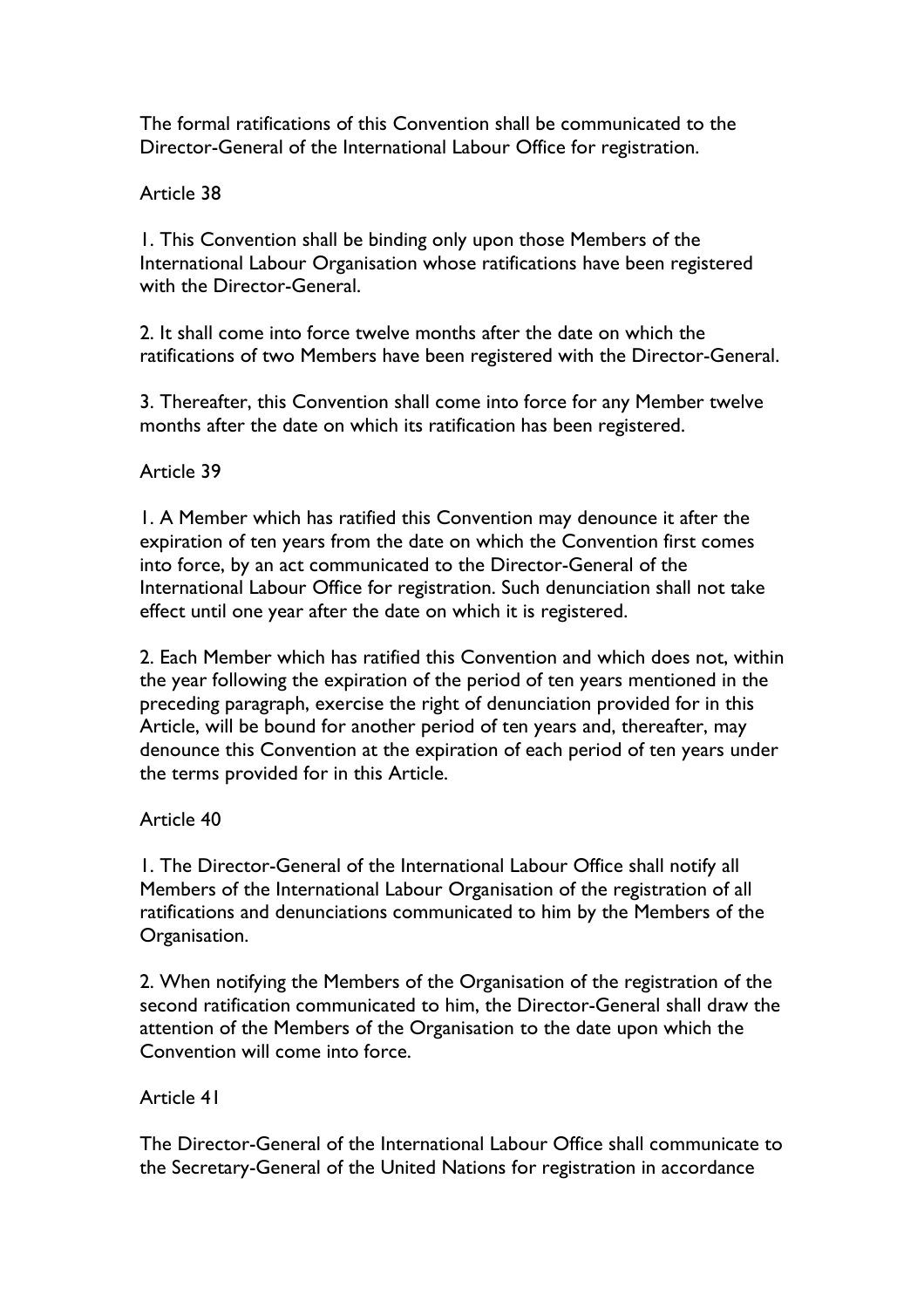The formal ratifications of this Convention shall be communicated to the Director-General of the International Labour Office for registration.

Article 38

1. This Convention shall be binding only upon those Members of the International Labour Organisation whose ratifications have been registered with the Director-General.

2. It shall come into force twelve months after the date on which the ratifications of two Members have been registered with the Director-General.

3. Thereafter, this Convention shall come into force for any Member twelve months after the date on which its ratification has been registered.

Article 39

1. A Member which has ratified this Convention may denounce it after the expiration of ten years from the date on which the Convention first comes into force, by an act communicated to the Director-General of the International Labour Office for registration. Such denunciation shall not take effect until one year after the date on which it is registered.

2. Each Member which has ratified this Convention and which does not, within the year following the expiration of the period of ten years mentioned in the preceding paragraph, exercise the right of denunciation provided for in this Article, will be bound for another period of ten years and, thereafter, may denounce this Convention at the expiration of each period of ten years under the terms provided for in this Article.

Article 40

1. The Director-General of the International Labour Office shall notify all Members of the International Labour Organisation of the registration of all ratifications and denunciations communicated to him by the Members of the Organisation.

2. When notifying the Members of the Organisation of the registration of the second ratification communicated to him, the Director-General shall draw the attention of the Members of the Organisation to the date upon which the Convention will come into force.

Article 41

The Director-General of the International Labour Office shall communicate to the Secretary-General of the United Nations for registration in accordance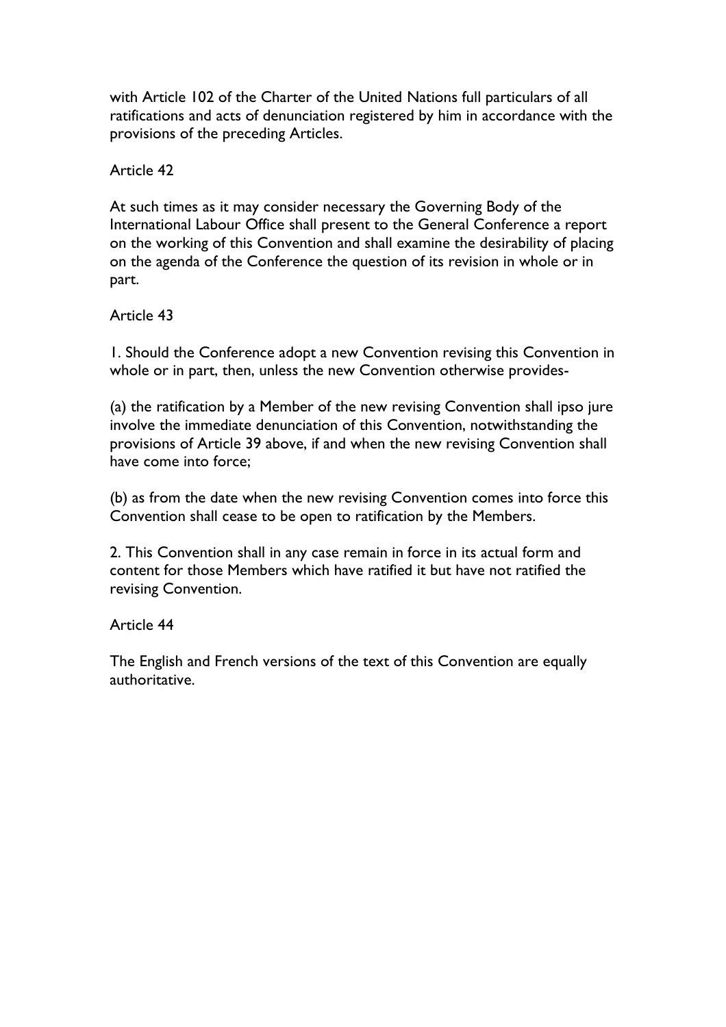with Article 102 of the Charter of the United Nations full particulars of all ratifications and acts of denunciation registered by him in accordance with the provisions of the preceding Articles.

Article 42

At such times as it may consider necessary the Governing Body of the International Labour Office shall present to the General Conference a report on the working of this Convention and shall examine the desirability of placing on the agenda of the Conference the question of its revision in whole or in part.

Article 43

1. Should the Conference adopt a new Convention revising this Convention in whole or in part, then, unless the new Convention otherwise provides-

(a) the ratification by a Member of the new revising Convention shall ipso jure involve the immediate denunciation of this Convention, notwithstanding the provisions of Article 39 above, if and when the new revising Convention shall have come into force;

(b) as from the date when the new revising Convention comes into force this Convention shall cease to be open to ratification by the Members.

2. This Convention shall in any case remain in force in its actual form and content for those Members which have ratified it but have not ratified the revising Convention.

Article 44

The English and French versions of the text of this Convention are equally authoritative.